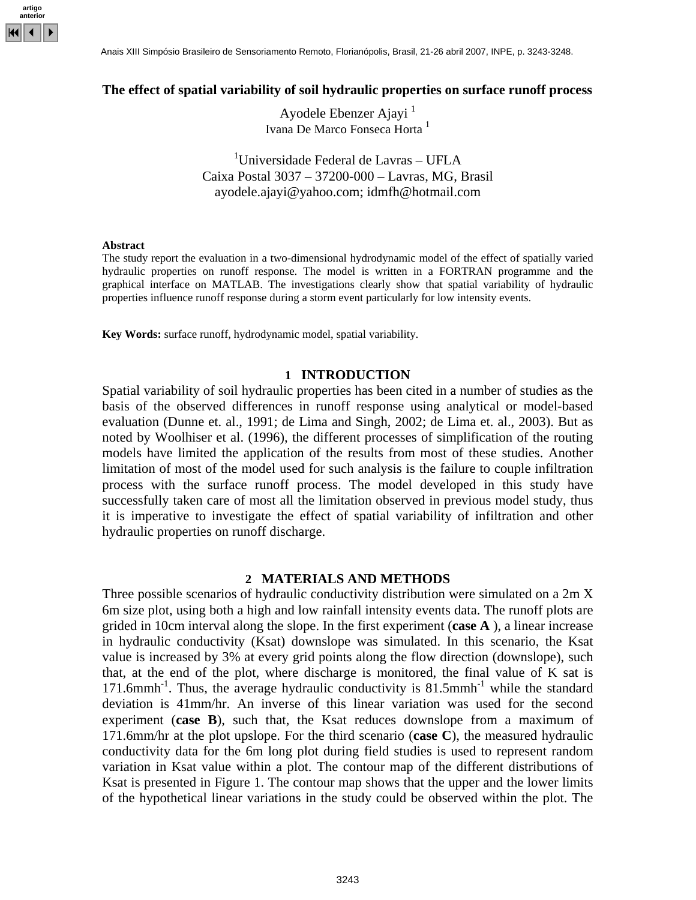# The effect of spatial variability of soil hydraulic properties on surface runoff process

Ayodele Ebenzer Ajayi [1]
Ivana De Marco Fonseca Horta [1]

[1]Universidade Federal de Lavras – UFLA
Caixa Postal 3037 – 37200-000 – Lavras, MG, Brasil
ayodele.ajayi@yahoo.com; idmfh@hotmail.com

**Abstract**
The study report the evaluation in a two-dimensional hydrodynamic model of the effect of spatially varied hydraulic properties on runoff response. The model is written in a FORTRAN programme and the graphical interface on MATLAB. The investigations clearly show that spatial variability of hydraulic properties influence runoff response during a storm event particularly for low intensity events.

**Key Words:** surface runoff, hydrodynamic model, spatial variability.

## 1 INTRODUCTION

Spatial variability of soil hydraulic properties has been cited in a number of studies as the basis of the observed differences in runoff response using analytical or model-based evaluation (Dunne et. al., 1991; de Lima and Singh, 2002; de Lima et. al., 2003). But as noted by Woolhiser et al. (1996), the different processes of simplification of the routing models have limited the application of the results from most of these studies. Another limitation of most of the model used for such analysis is the failure to couple infiltration process with the surface runoff process. The model developed in this study have successfully taken care of most all the limitation observed in previous model study, thus it is imperative to investigate the effect of spatial variability of infiltration and other hydraulic properties on runoff discharge.

## 2 MATERIALS AND METHODS

Three possible scenarios of hydraulic conductivity distribution were simulated on a 2m X 6m size plot, using both a high and low rainfall intensity events data. The runoff plots are grided in 10cm interval along the slope. In the first experiment (**case A** ), a linear increase in hydraulic conductivity (Ksat) downslope was simulated. In this scenario, the Ksat value is increased by 3% at every grid points along the flow direction (downslope), such that, at the end of the plot, where discharge is monitored, the final value of K sat is 171.6mm$h^{-1}$. Thus, the average hydraulic conductivity is 81.5mm$h^{-1}$ while the standard deviation is 41mm/hr. An inverse of this linear variation was used for the second experiment (**case B**), such that, the Ksat reduces downslope from a maximum of 171.6mm/hr at the plot upslope. For the third scenario (**case C**), the measured hydraulic conductivity data for the 6m long plot during field studies is used to represent random variation in Ksat value within a plot. The contour map of the different distributions of Ksat is presented in Figure 1. The contour map shows that the upper and the lower limits of the hypothetical linear variations in the study could be observed within the plot. The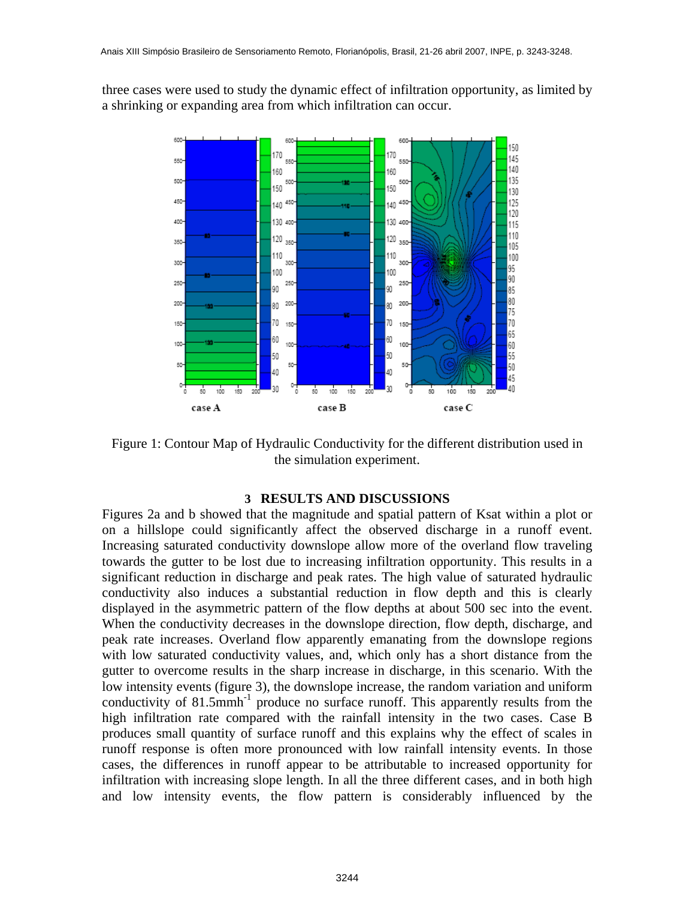three cases were used to study the dynamic effect of infiltration opportunity, as limited by a shrinking or expanding area from which infiltration can occur.

Figure 1: Contour Map of Hydraulic Conductivity for the different distribution used in the simulation experiment.

## 3 RESULTS AND DISCUSSIONS

Figures 2a and b showed that the magnitude and spatial pattern of Ksat within a plot or on a hillslope could significantly affect the observed discharge in a runoff event. Increasing saturated conductivity downslope allow more of the overland flow traveling towards the gutter to be lost due to increasing infiltration opportunity. This results in a significant reduction in discharge and peak rates. The high value of saturated hydraulic conductivity also induces a substantial reduction in flow depth and this is clearly displayed in the asymmetric pattern of the flow depths at about 500 sec into the event. When the conductivity decreases in the downslope direction, flow depth, discharge, and peak rate increases. Overland flow apparently emanating from the downslope regions with low saturated conductivity values, and, which only has a short distance from the gutter to overcome results in the sharp increase in discharge, in this scenario. With the low intensity events (figure 3), the downslope increase, the random variation and uniform conductivity of 81.5mmh$^{-1}$ produce no surface runoff. This apparently results from the high infiltration rate compared with the rainfall intensity in the two cases. Case B produces small quantity of surface runoff and this explains why the effect of scales in runoff response is often more pronounced with low rainfall intensity events. In those cases, the differences in runoff appear to be attributable to increased opportunity for infiltration with increasing slope length. In all the three different cases, and in both high and low intensity events, the flow pattern is considerably influenced by the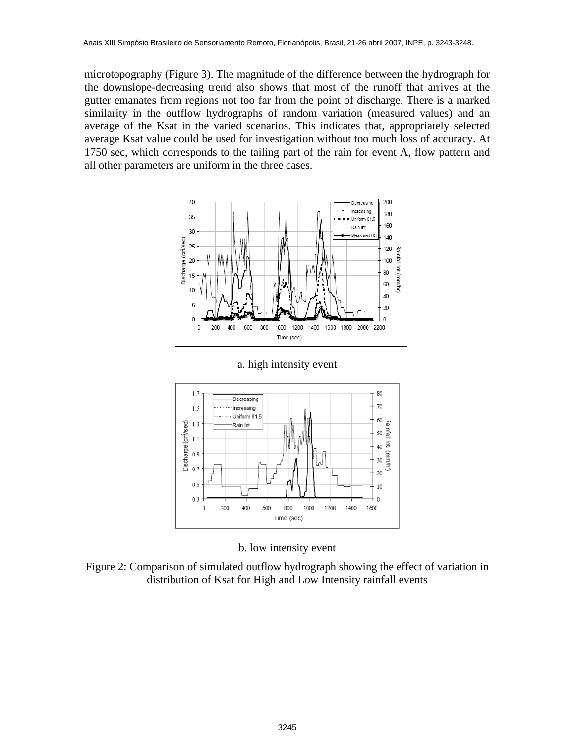microtopography (Figure 3). The magnitude of the difference between the hydrograph for the downslope-decreasing trend also shows that most of the runoff that arrives at the gutter emanates from regions not too far from the point of discharge. There is a marked similarity in the outflow hydrographs of random variation (measured values) and an average of the Ksat in the varied scenarios. This indicates that, appropriately selected average Ksat value could be used for investigation without too much loss of accuracy. At 1750 sec, which corresponds to the tailing part of the rain for event A, flow pattern and all other parameters are uniform in the three cases.

a. high intensity event

b. low intensity event

Figure 2: Comparison of simulated outflow hydrograph showing the effect of variation in distribution of Ksat for High and Low Intensity rainfall events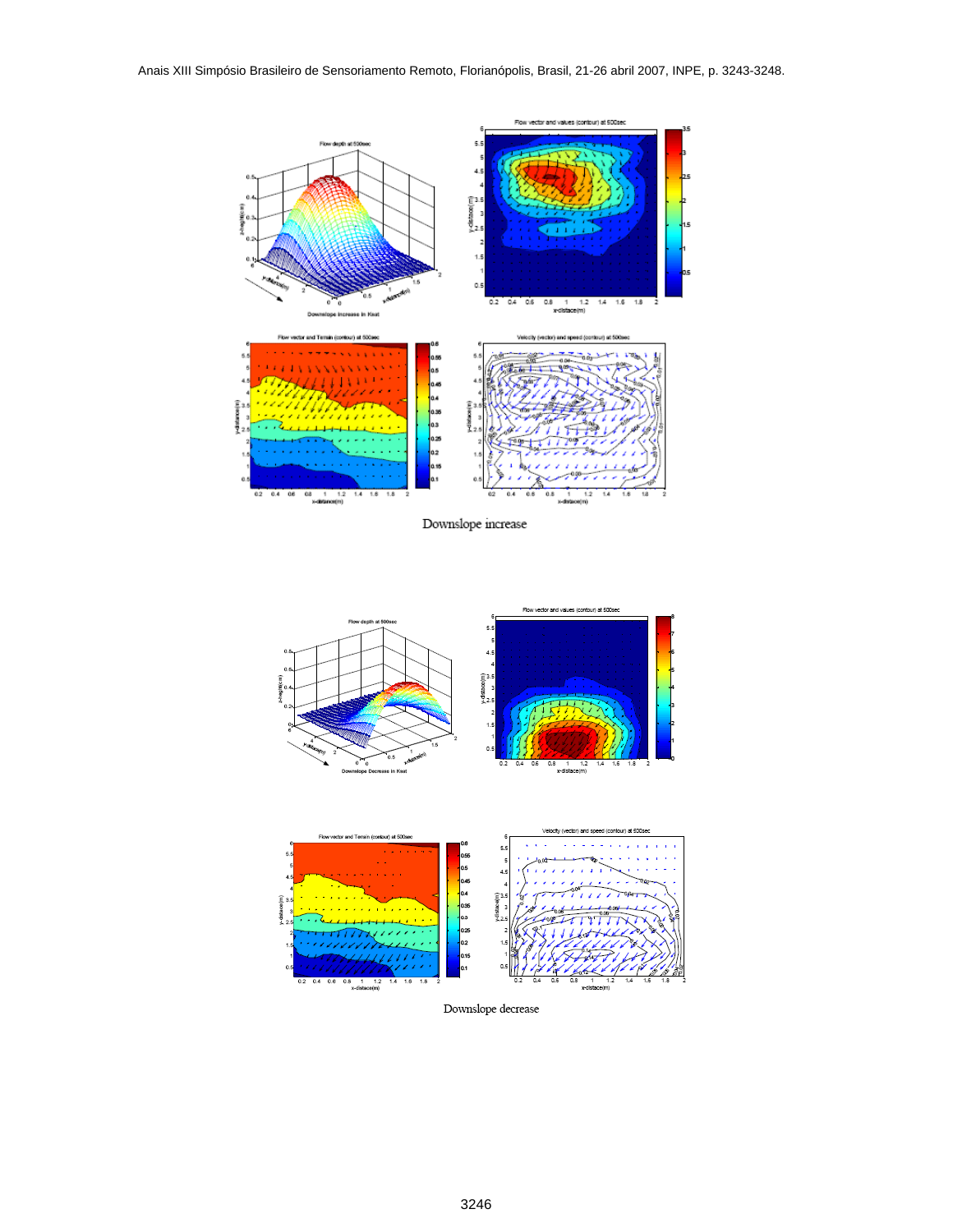Downslope increase

Downslope decrease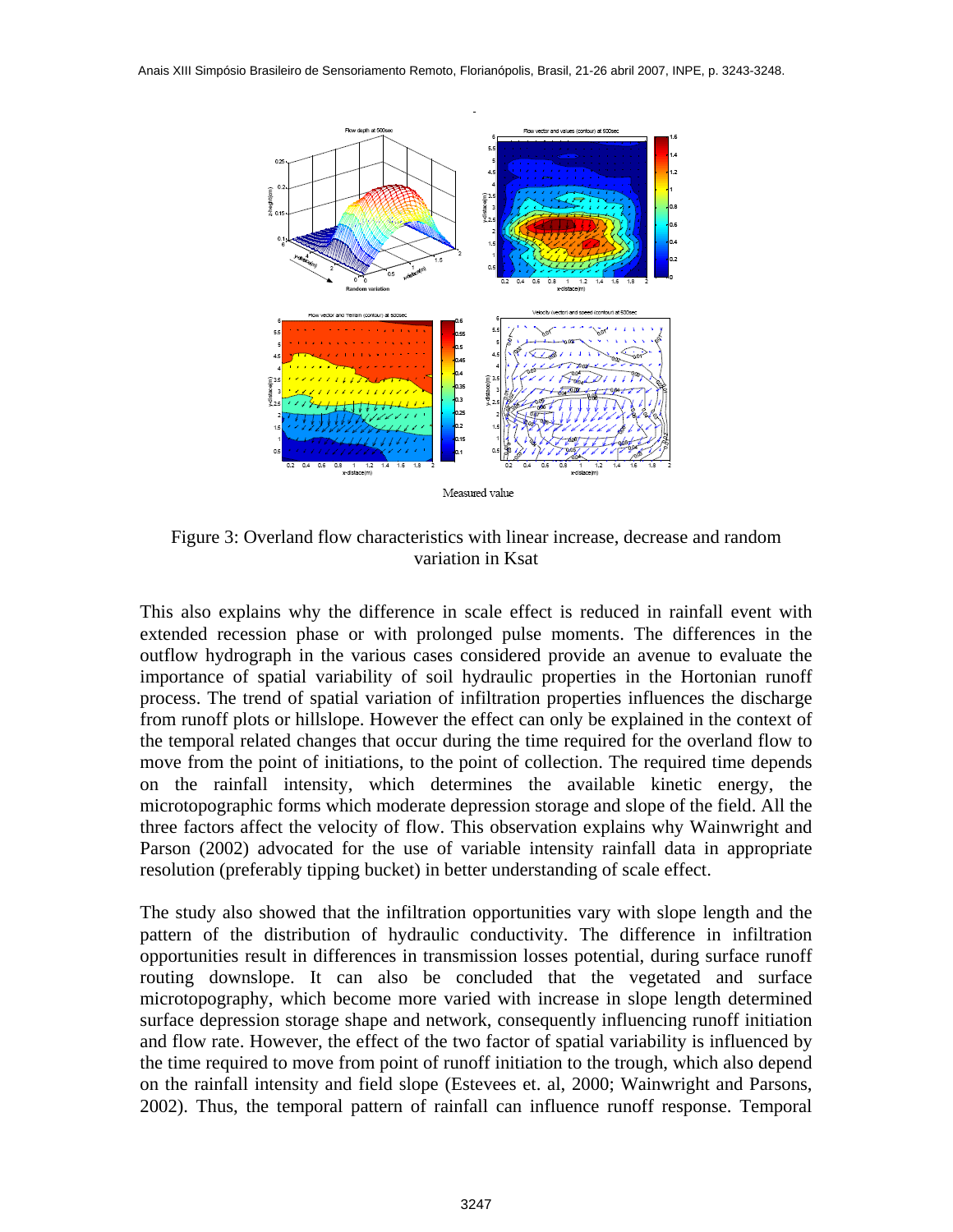Measured value

Figure 3: Overland flow characteristics with linear increase, decrease and random variation in Ksat

This also explains why the difference in scale effect is reduced in rainfall event with extended recession phase or with prolonged pulse moments. The differences in the outflow hydrograph in the various cases considered provide an avenue to evaluate the importance of spatial variability of soil hydraulic properties in the Hortonian runoff process. The trend of spatial variation of infiltration properties influences the discharge from runoff plots or hillslope. However the effect can only be explained in the context of the temporal related changes that occur during the time required for the overland flow to move from the point of initiations, to the point of collection. The required time depends on the rainfall intensity, which determines the available kinetic energy, the microtopographic forms which moderate depression storage and slope of the field. All the three factors affect the velocity of flow. This observation explains why Wainwright and Parson (2002) advocated for the use of variable intensity rainfall data in appropriate resolution (preferably tipping bucket) in better understanding of scale effect.

The study also showed that the infiltration opportunities vary with slope length and the pattern of the distribution of hydraulic conductivity. The difference in infiltration opportunities result in differences in transmission losses potential, during surface runoff routing downslope. It can also be concluded that the vegetated and surface microtopography, which become more varied with increase in slope length determined surface depression storage shape and network, consequently influencing runoff initiation and flow rate. However, the effect of the two factor of spatial variability is influenced by the time required to move from point of runoff initiation to the trough, which also depend on the rainfall intensity and field slope (Estevees et. al, 2000; Wainwright and Parsons, 2002). Thus, the temporal pattern of rainfall can influence runoff response. Temporal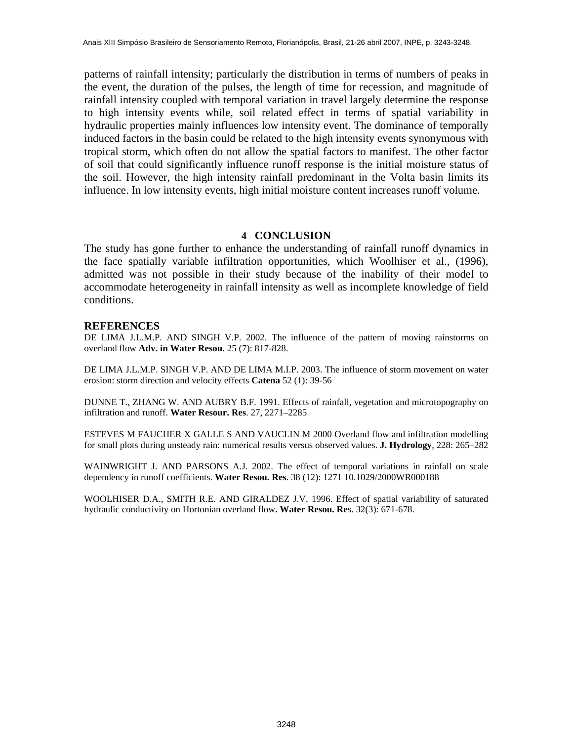patterns of rainfall intensity; particularly the distribution in terms of numbers of peaks in the event, the duration of the pulses, the length of time for recession, and magnitude of rainfall intensity coupled with temporal variation in travel largely determine the response to high intensity events while, soil related effect in terms of spatial variability in hydraulic properties mainly influences low intensity event. The dominance of temporally induced factors in the basin could be related to the high intensity events synonymous with tropical storm, which often do not allow the spatial factors to manifest. The other factor of soil that could significantly influence runoff response is the initial moisture status of the soil. However, the high intensity rainfall predominant in the Volta basin limits its influence. In low intensity events, high initial moisture content increases runoff volume.

## 4 CONCLUSION

The study has gone further to enhance the understanding of rainfall runoff dynamics in the face spatially variable infiltration opportunities, which Woolhiser et al., (1996), admitted was not possible in their study because of the inability of their model to accommodate heterogeneity in rainfall intensity as well as incomplete knowledge of field conditions.

## REFERENCES

DE LIMA J.L.M.P. AND SINGH V.P. 2002. The influence of the pattern of moving rainstorms on overland flow **Adv. in Water Resou**. 25 (7): 817-828.

DE LIMA J.L.M.P. SINGH V.P. AND DE LIMA M.I.P. 2003. The influence of storm movement on water erosion: storm direction and velocity effects **Catena** 52 (1): 39-56

DUNNE T., ZHANG W. AND AUBRY B.F. 1991. Effects of rainfall, vegetation and microtopography on infiltration and runoff. **Water Resour. Res**. 27, 2271–2285

ESTEVES M FAUCHER X GALLE S AND VAUCLIN M 2000 Overland flow and infiltration modelling for small plots during unsteady rain: numerical results versus observed values. **J. Hydrology**, 228: 265–282

WAINWRIGHT J. AND PARSONS A.J. 2002. The effect of temporal variations in rainfall on scale dependency in runoff coefficients. **Water Resou. Res**. 38 (12): 1271 10.1029/2000WR000188

WOOLHISER D.A., SMITH R.E. AND GIRALDEZ J.V. 1996. Effect of spatial variability of saturated hydraulic conductivity on Hortonian overland flow**. Water Resou. Re**s. 32(3): 671-678.